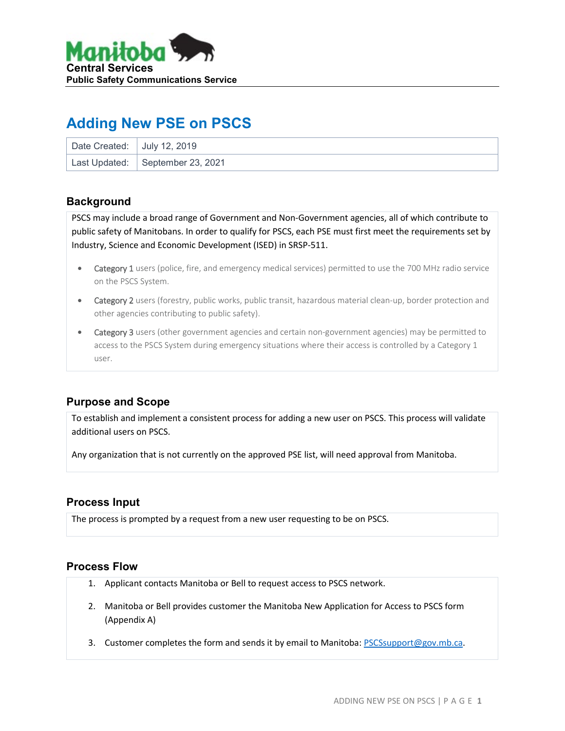Manitoba

**Central Services**

**Public Safety Communications Service**

# Adding New PSE on PSCS

| Date Created: | July 12, 2019 |
|---|---|
| Last Updated: | September 23, 2021 |

## Background

PSCS may include a broad range of Government and Non-Government agencies, all of which contribute to public safety of Manitobans. In order to qualify for PSCS, each PSE must first meet the requirements set by Industry, Science and Economic Development (ISED) in SRSP-511.

- Category 1 users (police, fire, and emergency medical services) permitted to use the 700 MHz radio service on the PSCS System.
- Category 2 users (forestry, public works, public transit, hazardous material clean-up, border protection and other agencies contributing to public safety).
- Category 3 users (other government agencies and certain non-government agencies) may be permitted to access to the PSCS System during emergency situations where their access is controlled by a Category 1 user.

## Purpose and Scope

To establish and implement a consistent process for adding a new user on PSCS. This process will validate additional users on PSCS.

Any organization that is not currently on the approved PSE list, will need approval from Manitoba.

## Process Input

The process is prompted by a request from a new user requesting to be on PSCS.

## Process Flow

1. Applicant contacts Manitoba or Bell to request access to PSCS network.
2. Manitoba or Bell provides customer the Manitoba New Application for Access to PSCS form (Appendix A)
3. Customer completes the form and sends it by email to Manitoba: PSCSsupport@gov.mb.ca.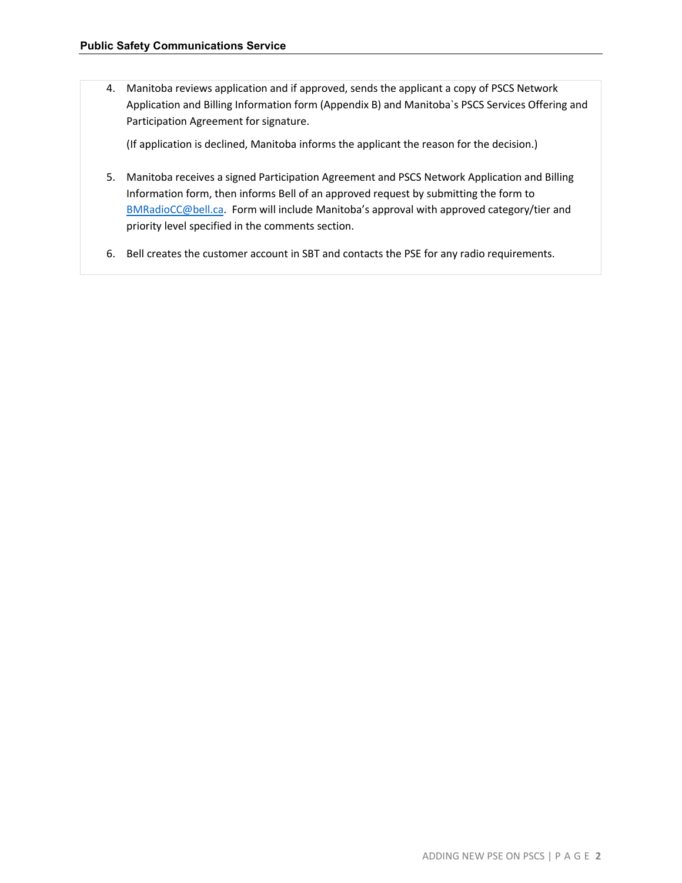4. Manitoba reviews application and if approved, sends the applicant a copy of PSCS Network Application and Billing Information form (Appendix B) and Manitoba`s PSCS Services Offering and Participation Agreement for signature.

   (If application is declined, Manitoba informs the applicant the reason for the decision.)

5. Manitoba receives a signed Participation Agreement and PSCS Network Application and Billing Information form, then informs Bell of an approved request by submitting the form to BMRadioCC@bell.ca. Form will include Manitoba's approval with approved category/tier and priority level specified in the comments section.

6. Bell creates the customer account in SBT and contacts the PSE for any radio requirements.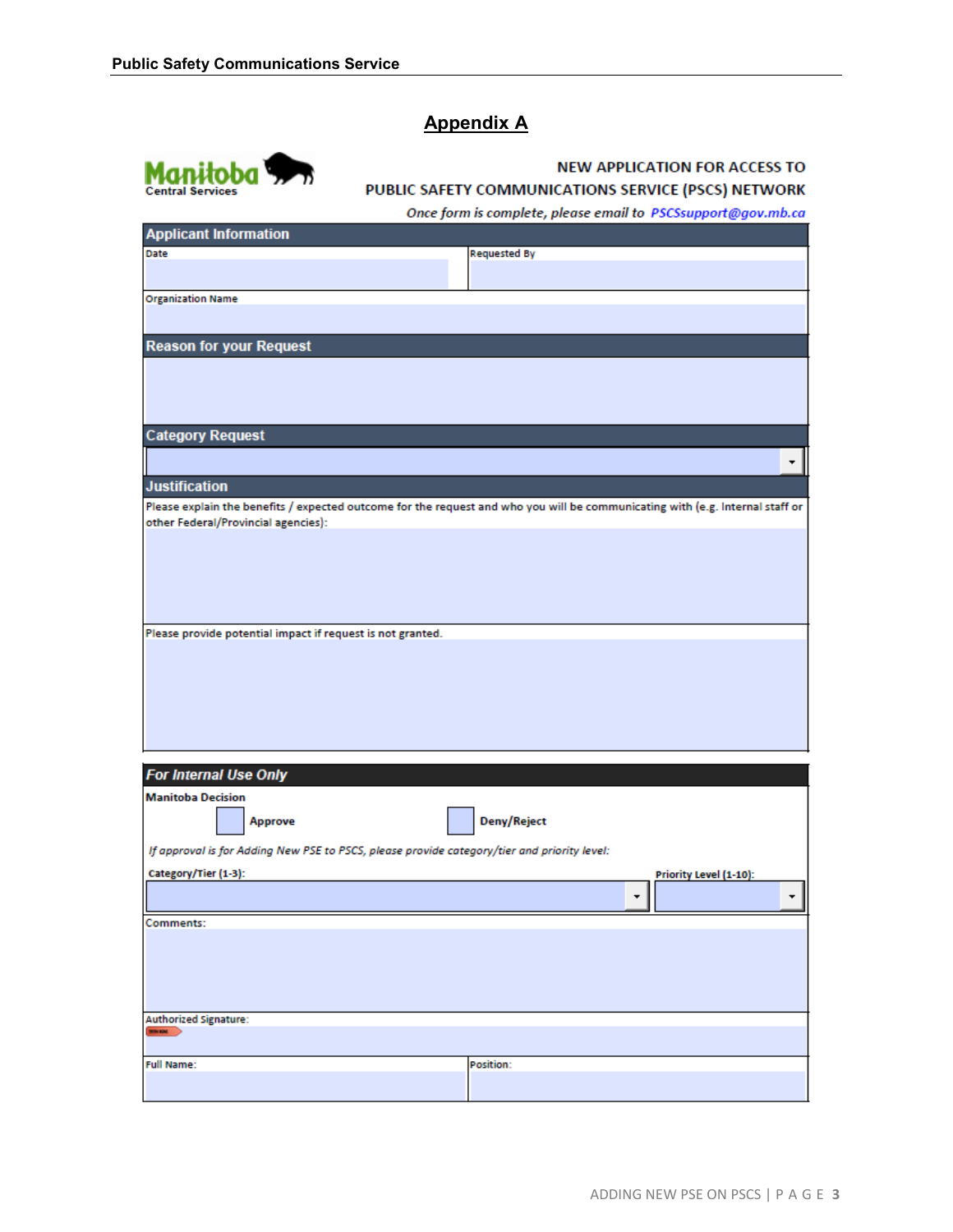## Appendix A

Manitoba Central Services

**NEW APPLICATION FOR ACCESS TO PUBLIC SAFETY COMMUNICATIONS SERVICE (PSCS) NETWORK**

*Once form is complete, please email to PSCSsupport@gov.mb.ca*

### Applicant Information

| Date | Requested By |
|---|---|
| | |

| Organization Name |
|---|
| |

### Reason for your Request

### Category Request

### Justification

Please explain the benefits / expected outcome for the request and who you will be communicating with (e.g. Internal staff or other Federal/Provincial agencies):

Please provide potential impact if request is not granted.

### *For Internal Use Only*

**Manitoba Decision**

☐ **Approve** ☐ **Deny/Reject**

*If approval is for Adding New PSE to PSCS, please provide category/tier and priority level:*

| Category/Tier (1-3): | Priority Level (1-10): |
|---|---|
| | |

Comments:

Authorized Signature:

| Full Name: | Position: |
|---|---|
| | |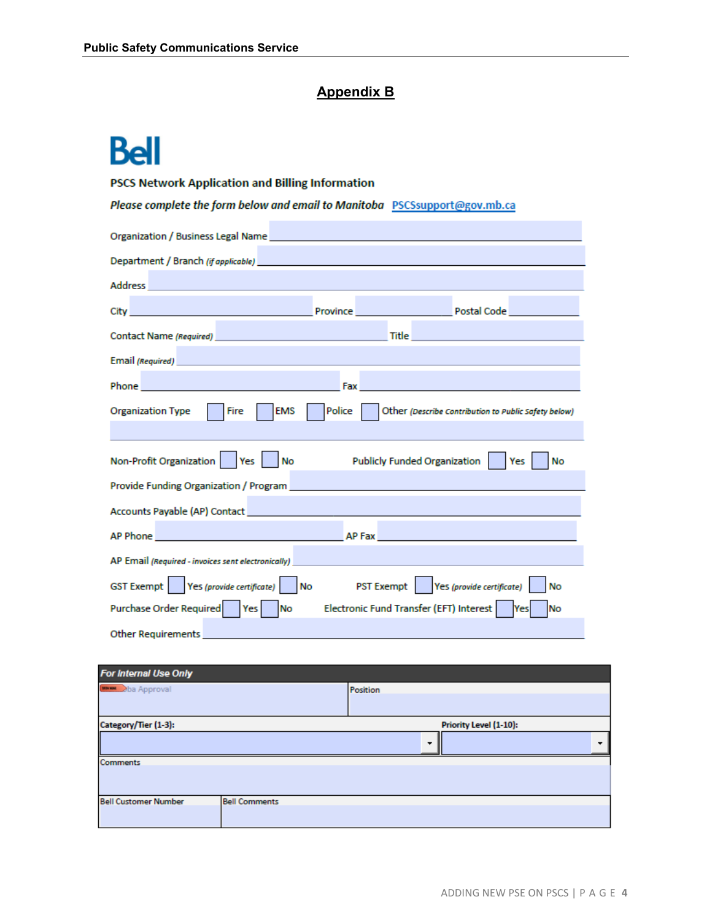## Appendix B

Bell

**PSCS Network Application and Billing Information**

***Please complete the form below and email to Manitoba*** PSCSsupport@gov.mb.ca

Organization / Business Legal Name ______

Department / Branch *(if applicable)* ______

Address ______

City ______ Province ______ Postal Code ______

Contact Name *(Required)* ______ Title ______

Email *(Required)* ______

Phone ______ Fax ______

Organization Type ☐ Fire ☐ EMS ☐ Police ☐ Other *(Describe Contribution to Public Safety below)*

______

Non-Profit Organization ☐ Yes ☐ No Publicly Funded Organization ☐ Yes ☐ No

Provide Funding Organization / Program ______

Accounts Payable (AP) Contact ______

AP Phone ______ AP Fax ______

AP Email *(Required - invoices sent electronically)* ______

GST Exempt ☐ Yes *(provide certificate)* ☐ No PST Exempt ☐ Yes *(provide certificate)* ☐ No

Purchase Order Required ☐ Yes ☐ No Electronic Fund Transfer (EFT) Interest ☐ Yes ☐ No

Other Requirements ______

| ***For Internal Use Only*** | |
|---|---|
| ba Approval | Position |
| Category/Tier (1-3): | Priority Level (1-10): |
| Comments | |
| Bell Customer Number | Bell Comments |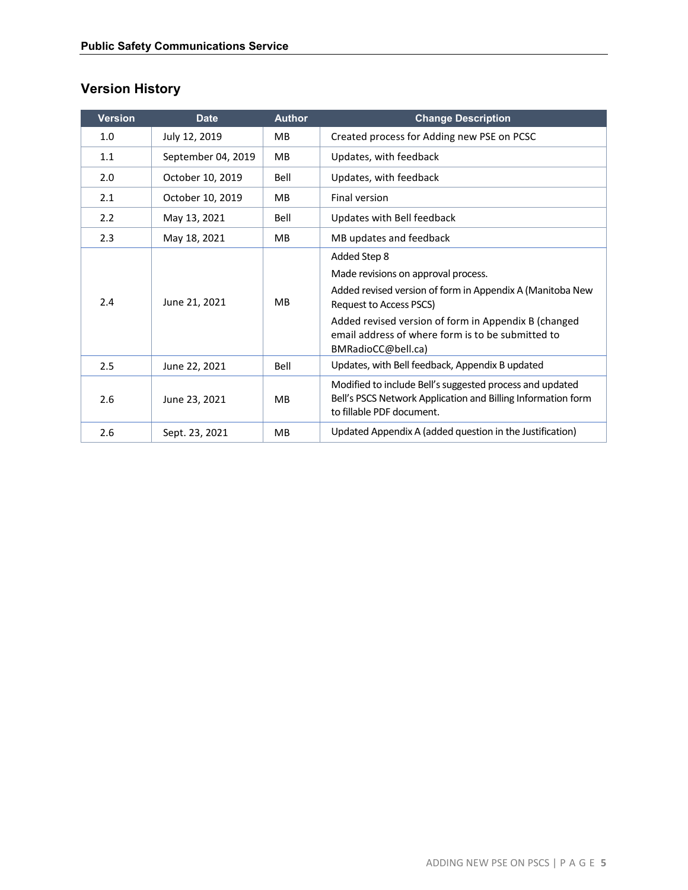## Version History

| Version | Date | Author | Change Description |
|---|---|---|---|
| 1.0 | July 12, 2019 | MB | Created process for Adding new PSE on PCSC |
| 1.1 | September 04, 2019 | MB | Updates, with feedback |
| 2.0 | October 10, 2019 | Bell | Updates, with feedback |
| 2.1 | October 10, 2019 | MB | Final version |
| 2.2 | May 13, 2021 | Bell | Updates with Bell feedback |
| 2.3 | May 18, 2021 | MB | MB updates and feedback |
| 2.4 | June 21, 2021 | MB | Added Step 8<br>Made revisions on approval process.<br>Added revised version of form in Appendix A (Manitoba New Request to Access PSCS)<br>Added revised version of form in Appendix B (changed email address of where form is to be submitted to BMRadioCC@bell.ca) |
| 2.5 | June 22, 2021 | Bell | Updates, with Bell feedback, Appendix B updated |
| 2.6 | June 23, 2021 | MB | Modified to include Bell's suggested process and updated Bell's PSCS Network Application and Billing Information form to fillable PDF document. |
| 2.6 | Sept. 23, 2021 | MB | Updated Appendix A (added question in the Justification) |